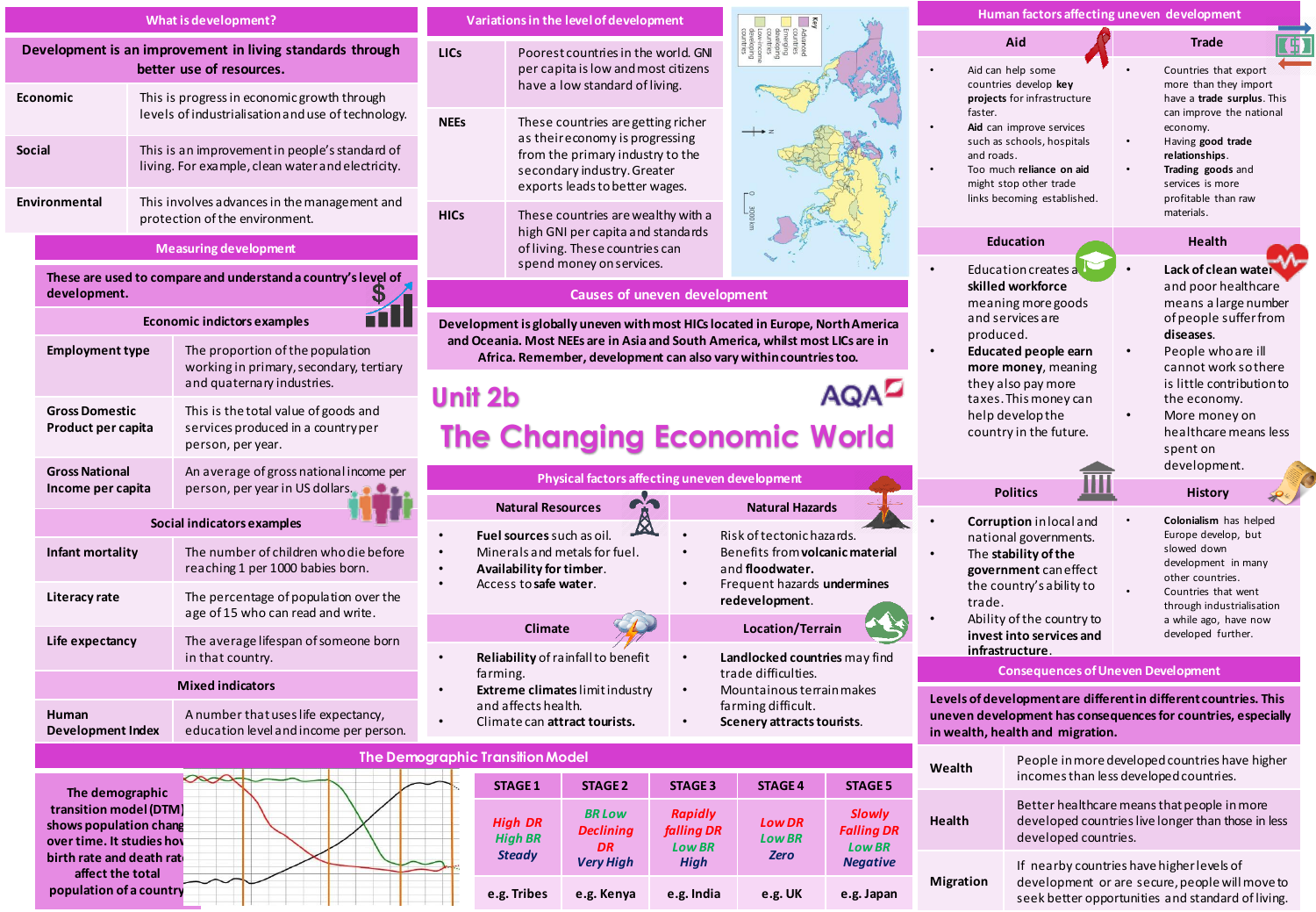# Unit 2b
# The Changing Economic World

AQA

## What is development?

**Development is an improvement in living standards through better use of resources.**

| | |
|---|---|
| **Economic** | This is progress in economic growth through levels of industrialisation and use of technology. |
| **Social** | This is an improvement in people's standard of living. For example, clean water and electricity. |
| **Environmental** | This involves advances in the management and protection of the environment. |

## Measuring development

**These are used to compare and understand a country's level of development.**

### Economic indictors examples

| | |
|---|---|
| **Employment type** | The proportion of the population working in primary, secondary, tertiary and quaternary industries. |
| **Gross Domestic Product per capita** | This is the total value of goods and services produced in a country per person, per year. |
| **Gross National Income per capita** | An average of gross national income per person, per year in US dollars. |

### Social indicators examples

| | |
|---|---|
| **Infant mortality** | The number of children who die before reaching 1 per 1000 babies born. |
| **Literacy rate** | The percentage of population over the age of 15 who can read and write. |
| **Life expectancy** | The average lifespan of someone born in that country. |

### Mixed indicators

| | |
|---|---|
| **Human Development Index** | A number that uses life expectancy, education level and income per person. |

## Variations in the level of development

| | |
|---|---|
| **LICs** | Poorest countries in the world. GNI per capita is low and most citizens have a low standard of living. |
| **NEEs** | These countries are getting richer as their economy is progressing from the primary industry to the secondary industry. Greater exports leads to better wages. |
| **HICs** | These countries are wealthy with a high GNI per capita and standards of living. These countries can spend money on services. |

Key: Advanced countries; Emerging developing countries; Low-income developing countries

## Causes of uneven development

**Development is globally uneven with most HICs located in Europe, North America and Oceania. Most NEEs are in Asia and South America, whilst most LICs are in Africa. Remember, development can also vary within countries too.**

## Physical factors affecting uneven development

### Natural Resources
- **Fuel sources** such as oil.
- Minerals and metals for fuel.
- **Availability** for **timber**.
- Access to **safe water**.

### Natural Hazards
- Risk of tectonic hazards.
- Benefits from **volcanic material** and **floodwater**.
- Frequent hazards **undermines redevelopment**.

### Climate
- **Reliability** of rainfall to benefit farming.
- **Extreme climates** limit industry and affects health.
- Climate can **attract tourists**.

### Location/Terrain
- **Landlocked countries** may find trade difficulties.
- Mountainous terrain makes farming difficult.
- **Scenery attracts tourists**.

## Human factors affecting uneven development

### Aid
- Aid can help some countries develop **key projects** for infrastructure faster.
- **Aid** can improve services such as schools, hospitals and roads.
- Too much **reliance on aid** might stop other trade links becoming established.

### Trade
- Countries that export more than they import have a **trade surplus**. This can improve the national economy.
- Having **good trade relationships**.
- **Trading** goods and services is more profitable than raw materials.

### Education
- Education creates a **skilled workforce** meaning more goods and services are produced.
- **Educated people earn more money**, meaning they also pay more taxes. This money can help develop the country in the future.

### Health
- **Lack of clean water** and poor healthcare means a large number of people suffer from **diseases**.
- People who are ill cannot work so there is little contribution to the economy.
- More money on healthcare means less spent on development.

### Politics
- **Corruption** in local and national governments.
- The **stability of the government** can effect the country's ability to trade.
- Ability of the country to **invest into services and infrastructure**.

### History
- **Colonialism** has helped Europe develop, but slowed down development in many other countries.
- Countries that went through industrialisation a while ago, have now developed further.

## Consequences of Uneven Development

**Levels of development are different in different countries. This uneven development has consequences for countries, especially in wealth, health and migration.**

| | |
|---|---|
| **Wealth** | People in more developed countries have higher incomes than less developed countries. |
| **Health** | Better healthcare means that people in more developed countries live longer than those in less developed countries. |
| **Migration** | If nearby countries have higher levels of development or are secure, people will move to seek better opportunities and standard of living. |

## The Demographic Transition Model

**The demographic transition model (DTM) shows population change over time. It studies how birth rate and death rate affect the total population of a country**

| STAGE 1 | STAGE 2 | STAGE 3 | STAGE 4 | STAGE 5 |
|---|---|---|---|---|
| *High DR High BR Steady* | *BR Low Declining DR Very High* | *Rapidly falling DR Low BR High* | *Low DR Low BR Zero* | *Slowly Falling DR Low BR Negative* |
| e.g. Tribes | e.g. Kenya | e.g. India | e.g. UK | e.g. Japan |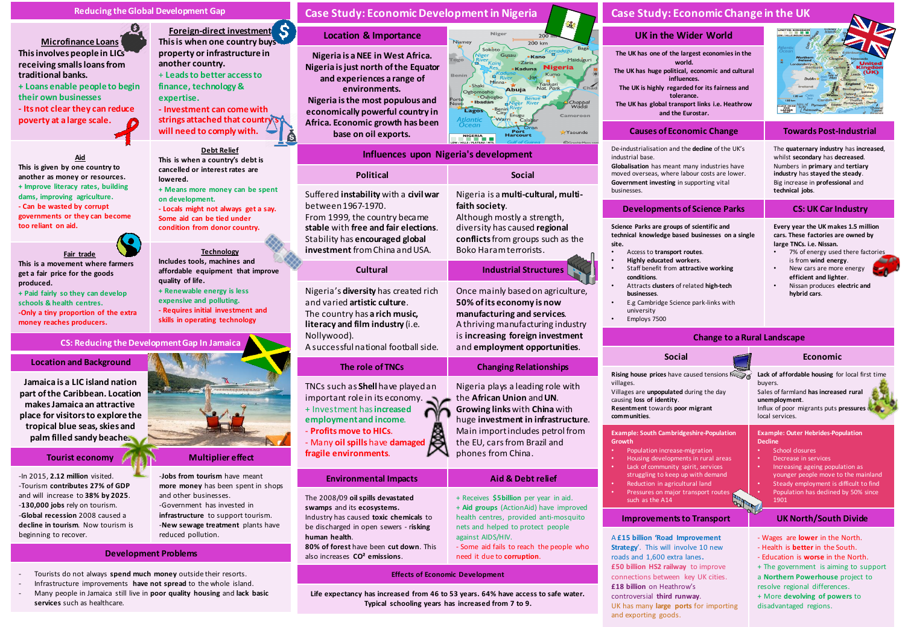# Reducing the Global Development Gap

### Microfinance Loans

This involves people in LICs receiving smalls loans from traditional banks.

+ Loans enable people to begin their own businesses

- Its not clear they can reduce poverty at a large scale.

### Foreign-direct investment

This is when one country buys property or infrastructure in another country.

+ Leads to better access to finance, technology & expertise.

- Investment can come with strings attached that country will need to comply with.

### Aid

This is given by one country to another as money or resources.

+ Improve literacy rates, building dams, improving agriculture.

- Can be wasted by corrupt governments or they can become too reliant on aid.

### Debt Relief

This is when a country's debt is cancelled or interest rates are lowered.

+ Means more money can be spent on development.

- Locals might not always get a say. Some aid can be tied under condition from donor country.

### Fair trade

This is a movement where farmers get a fair price for the goods produced.

+ Paid fairly so they can develop schools & health centres.

-Only a tiny proportion of the extra money reaches producers.

### Technology

Includes tools, machines and affordable equipment that improve quality of life.

+ Renewable energy is less expensive and polluting.

- Requires initial investment and skills in operating technology

## CS: Reducing the Development Gap In Jamaica

### Location and Background

Jamaica is a LIC island nation part of the Caribbean. Location makes Jamaica an attractive place for visitors to explore the tropical blue seas, skies and palm filled sandy beaches.

### Tourist economy

-In 2015, **2.12 million** visited.
-Tourism **contributes 27% of GDP** and will increase to **38% by 2025**.
-**130,000 jobs** rely on tourism.
-**Global recession** 2008 caused a **decline in tourism**. Now tourism is beginning to recover.

### Multiplier effect

-**Jobs from tourism** have meant **more money** has been spent in shops and other businesses.
-Government has invested in **infrastructure** to support tourism.
-**New sewage treatment** plants have reduced pollution.

### Development Problems

- Tourists do not always **spend much money** outside their resorts.
- Infrastructure improvements **have not spread** to the whole island.
- Many people in Jamaica still live in **poor quality housing** and **lack basic services** such as healthcare.

# Case Study: Economic Development in Nigeria

## Location & Importance

Nigeria is a NEE in West Africa. Nigeria is just north of the Equator and experiences a range of environments.
Nigeria is the most populous and economically powerful country in Africa. Economic growth has been base on oil exports.

## Influences upon Nigeria's development

### Political

Suffered **instability** with a **civil war** between 1967-1970.
From 1999, the country became **stable** with **free and fair elections**.
Stability has **encouraged global investment** from China and USA.

### Social

Nigeria is a **multi-cultural, multi-faith society**.
Although mostly a strength, diversity has caused **regional conflicts** from groups such as the Boko Haram terrorists.

### Cultural

Nigeria's **diversity** has created rich and varied **artistic culture**.
The country has **a rich music, literacy and film industry** (i.e. Nollywood).
A successful national football side.

### Industrial Structures

Once mainly based on agriculture, **50% of its economy is now manufacturing and services**.
A thriving manufacturing industry is **increasing foreign investment** and **employment opportunities**.

### The role of TNCs

TNCs such as **Shell** have played an important role in its economy.
+ Investment has **increased employment** and **income**.
- **Profits move to HICs**.
- Many **oil spills** have **damaged fragile environments**.

### Changing Relationships

Nigeria plays a leading role with the **African Union** and **UN**.
**Growing links** with **China** with huge **investment in infrastructure**.
Main import includes petrol from the EU, cars from Brazil and phones from China.

### Environmental Impacts

The 2008/09 **oil spills devastated swamps** and its **ecosystems**.
Industry has caused **toxic chemicals** to be discharged in open sewers - **risking human health**.
**80% of forest** have been **cut down**. This also increases **CO² emissions**.

### Aid & Debt relief

+ Receives **$5billion** per year in aid.
+ **Aid groups** (ActionAid) have improved health centres, provided anti-mosquito nets and helped to protect people against AIDS/HIV.
- Some aid fails to reach the people who need it due to **corruption**.

### Effects of Economic Development

**Life expectancy has increased from 46 to 53 years. 64% have access to safe water. Typical schooling years has increased from 7 to 9.**

# Case Study: Economic Change in the UK

## UK in the Wider World

The UK has one of the largest economies in the world.
The UK has huge political, economic and cultural influences.
The UK is highly regarded for its fairness and tolerance.
The UK has global transport links i.e. Heathrow and the Eurostar.

### Causes of Economic Change

De-industrialisation and the **decline** of the UK's industrial base.
**Globalisation** has meant many industries have moved overseas, where labour costs are lower.
**Government investing** in supporting vital businesses.

### Towards Post-Industrial

The **quaternary industry** has **increased**, whilst **secondary** has **decreased**.
Numbers in **primary** and **tertiary industry** has **stayed the steady**.
Big increase in **professional** and **technical jobs**.

### Developments of Science Parks

Science Parks are groups of scientific and technical knowledge based businesses on a single site.

- Access to **transport routes**.
- **Highly educated workers**.
- Staff benefit from **attractive working conditions**.
- Attracts **clusters** of related **high-tech** businesses.
- E.g Cambridge Science park-links with university
- Employs 7500

### CS: UK Car Industry

Every year the UK makes **1.5 million** cars. These factories are owned by large **TNCs**. i.e. **Nissan**.

- 7% of energy used there factories is from **wind energy**.
- New cars are more energy **efficient** and **lighter**.
- Nissan produces **electric and hybrid** cars.

## Change to a Rural Landscape

### Social

**Rising house prices** have caused tensions in villages.
Villages are **unpopulated** during the day causing **loss of identity**.
**Resentment** towards **poor migrant communities**.

### Economic

**Lack of affordable housing** for local first time buyers.
Sales of farmland **has increased rural unemployment**.
Influx of poor migrants puts **pressures** on local services.

### Example: South Cambridgeshire-Population Growth

- Population increase-migration
- Housing developments in rural areas
- Lack of community spirit, services struggling to keep up with demand
- Reduction in agricultural land
- Pressures on major transport routes such as the A14

### Example: Outer Hebrides-Population Decline

- School closures
- Decrease in services
- Increasing ageing population as younger people move to the mainland
- Steady employment is difficult to find
- Population has declined by 50% since 1901

### Improvements to Transport

A **£15 billion 'Road Improvement Strategy'**. This will involve 10 new roads and 1,600 extra lanes.
**£50 billion HS2 railway** to improve connections between key UK cities.
**£18 billion** on Heathrow's controversial **third runway**.
UK has many **large ports** for importing and exporting goods.

### UK North/South Divide

- Wages are **lower** in the North.
- Health is **better** in the South.
- Education is **worse** in the North.
+ The government is aiming to support a **Northern Powerhouse** project to resolve regional differences.
+ More **devolving of powers** to disadvantaged regions.